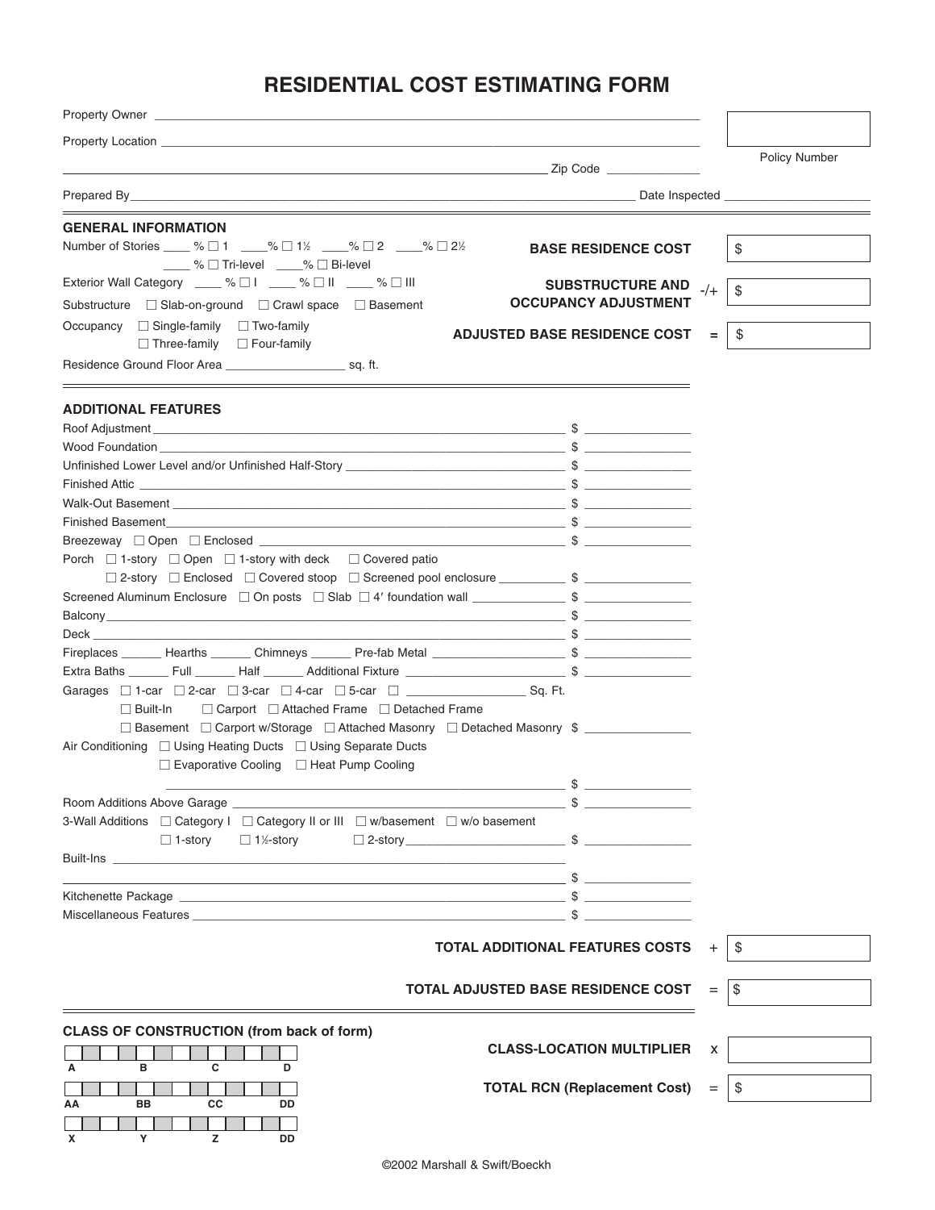# RESIDENTIAL COST ESTIMATING FORM

Property Owner ____________________

Property Location ____________________

____________________ Zip Code ____________

Policy Number ____________

Prepared By ____________________ Date Inspected ____________

## GENERAL INFORMATION

Number of Stories ____ % ☐ 1 ____% ☐ 1½ ____% ☐ 2 ____% ☐ 2½
____ % ☐ Tri-level ____% ☐ Bi-level

Exterior Wall Category ____ % ☐ I ____ % ☐ II ____ % ☐ III

Substructure ☐ Slab-on-ground ☐ Crawl space ☐ Basement

Occupancy ☐ Single-family ☐ Two-family
☐ Three-family ☐ Four-family

Residence Ground Floor Area ____________ sq. ft.

| | | |
|---|---|---|
| **BASE RESIDENCE COST** | | $ |
| **SUBSTRUCTURE AND OCCUPANCY ADJUSTMENT** | -/+ | $ |
| **ADJUSTED BASE RESIDENCE COST** | = | $ |

## ADDITIONAL FEATURES

Roof Adjustment ____________________ $ ____________

Wood Foundation ____________________ $ ____________

Unfinished Lower Level and/or Unfinished Half-Story ____________ $ ____________

Finished Attic ____________________ $ ____________

Walk-Out Basement ____________________ $ ____________

Finished Basement ____________________ $ ____________

Breezeway ☐ Open ☐ Enclosed ____________________ $ ____________

Porch ☐ 1-story ☐ Open ☐ 1-story with deck ☐ Covered patio
☐ 2-story ☐ Enclosed ☐ Covered stoop ☐ Screened pool enclosure ________ $ ____________

Screened Aluminum Enclosure ☐ On posts ☐ Slab ☐ 4′ foundation wall ________ $ ____________

Balcony ____________________ $ ____________

Deck ____________________ $ ____________

Fireplaces ______ Hearths ______ Chimneys ______ Pre-fab Metal ____________ $ ____________

Extra Baths ______ Full ______ Half ______ Additional Fixture ____________ $ ____________

Garages ☐ 1-car ☐ 2-car ☐ 3-car ☐ 4-car ☐ 5-car ☐ ____________ Sq. Ft.
☐ Built-In ☐ Carport ☐ Attached Frame ☐ Detached Frame
☐ Basement ☐ Carport w/Storage ☐ Attached Masonry ☐ Detached Masonry $ ____________

Air Conditioning ☐ Using Heating Ducts ☐ Using Separate Ducts
☐ Evaporative Cooling ☐ Heat Pump Cooling
____________________ $ ____________

Room Additions Above Garage ____________________ $ ____________

3-Wall Additions ☐ Category I ☐ Category II or III ☐ w/basement ☐ w/o basement
☐ 1-story ☐ 1½-story ☐ 2-story ____________ $ ____________

Built-Ins ____________________
____________________ $ ____________

Kitchenette Package ____________________ $ ____________

Miscellaneous Features ____________________ $ ____________

| | | |
|---|---|---|
| **TOTAL ADDITIONAL FEATURES COSTS** | + | $ |
| **TOTAL ADJUSTED BASE RESIDENCE COST** | = | $ |

## CLASS OF CONSTRUCTION (from back of form)

A ☐☐☐☐ B ☐☐☐☐ C ☐☐☐☐ D

AA ☐☐☐☐ BB ☐☐☐☐ CC ☐☐☐☐ DD

X ☐☐☐☐ Y ☐☐☐☐ Z ☐☐☐☐ DD

| | | |
|---|---|---|
| **CLASS-LOCATION MULTIPLIER** | x | |
| **TOTAL RCN (Replacement Cost)** | = | $ |

©2002 Marshall & Swift/Boeckh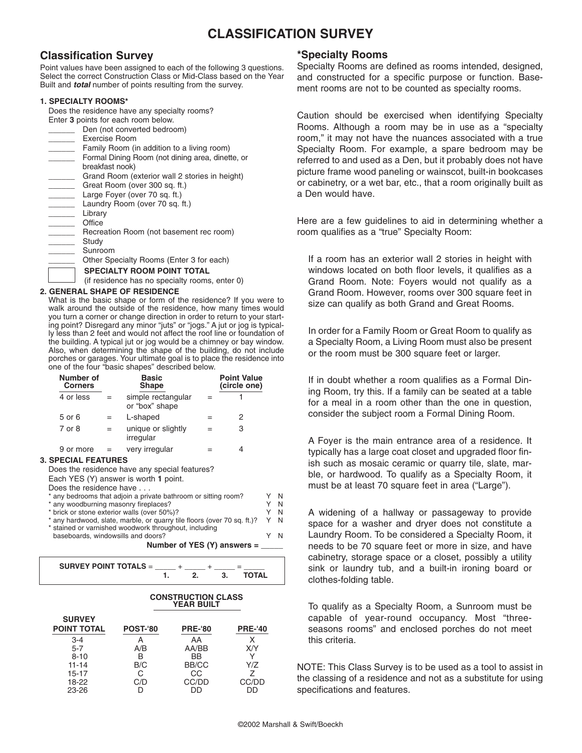# CLASSIFICATION SURVEY

## Classification Survey

Point values have been assigned to each of the following 3 questions. Select the correct Construction Class or Mid-Class based on the Year Built and ***total*** number of points resulting from the survey.

**1. SPECIALTY ROOMS***

Does the residence have any specialty rooms?
Enter **3** points for each room below.

- ______ Den (not converted bedroom)
- ______ Exercise Room
- ______ Family Room (in addition to a living room)
- ______ Formal Dining Room (not dining area, dinette, or breakfast nook)
- ______ Grand Room (exterior wall 2 stories in height)
- ______ Great Room (over 300 sq. ft.)
- ______ Large Foyer (over 70 sq. ft.)
- ______ Laundry Room (over 70 sq. ft.)
- ______ Library
- ______ Office
- ______ Recreation Room (not basement rec room)
- ______ Study
- ______ Sunroom
- ______ Other Specialty Rooms (Enter 3 for each)

**SPECIALTY ROOM POINT TOTAL**
(if residence has no specialty rooms, enter 0)

**2. GENERAL SHAPE OF RESIDENCE**

What is the basic shape or form of the residence? If you were to walk around the outside of the residence, how many times would you turn a corner or change direction in order to return to your starting point? Disregard any minor "juts" or "jogs." A jut or jog is typically less than 2 feet and would not affect the roof line or foundation of the building. A typical jut or jog would be a chimney or bay window. Also, when determining the shape of the building, do not include porches or garages. Your ultimate goal is to place the residence into one of the four "basic shapes" described below.

| Number of Corners | | Basic Shape | | Point Value (circle one) |
|---|---|---|---|---|
| 4 or less | = | simple rectangular or "box" shape | = | 1 |
| 5 or 6 | = | L-shaped | = | 2 |
| 7 or 8 | = | unique or slightly irregular | = | 3 |
| 9 or more | = | very irregular | = | 4 |

**3. SPECIAL FEATURES**

Does the residence have any special features?
Each YES (Y) answer is worth **1** point.
Does the residence have . . .

- * any bedrooms that adjoin a private bathroom or sitting room? Y N
- * any woodburning masonry fireplaces? Y N
- * brick or stone exterior walls (over 50%)? Y N
- * any hardwood, slate, marble, or quarry tile floors (over 70 sq. ft.)? Y N
- * stained or varnished woodwork throughout, including baseboards, windowsills and doors? Y N

**Number of YES (Y) answers =** _____

**SURVEY POINT TOTALS** = _____ + _____ + _____ = _____
**1.** **2.** **3.** **TOTAL**

| SURVEY POINT TOTAL | CONSTRUCTION CLASS YEAR BUILT POST-'80 | PRE-'80 | PRE-'40 |
|---|---|---|---|
| 3-4 | A | AA | X |
| 5-7 | A/B | AA/BB | X/Y |
| 8-10 | B | BB | Y |
| 11-14 | B/C | BB/CC | Y/Z |
| 15-17 | C | CC | Z |
| 18-22 | C/D | CC/DD | CC/DD |
| 23-26 | D | DD | DD |

## *Specialty Rooms

Specialty Rooms are defined as rooms intended, designed, and constructed for a specific purpose or function. Basement rooms are not to be counted as specialty rooms.

Caution should be exercised when identifying Specialty Rooms. Although a room may be in use as a "specialty room," it may not have the nuances associated with a true Specialty Room. For example, a spare bedroom may be referred to and used as a Den, but it probably does not have picture frame wood paneling or wainscot, built-in bookcases or cabinetry, or a wet bar, etc., that a room originally built as a Den would have.

Here are a few guidelines to aid in determining whether a room qualifies as a "true" Specialty Room:

If a room has an exterior wall 2 stories in height with windows located on both floor levels, it qualifies as a Grand Room. Note: Foyers would not qualify as a Grand Room. However, rooms over 300 square feet in size can qualify as both Grand and Great Rooms.

In order for a Family Room or Great Room to qualify as a Specialty Room, a Living Room must also be present or the room must be 300 square feet or larger.

If in doubt whether a room qualifies as a Formal Dining Room, try this. If a family can be seated at a table for a meal in a room other than the one in question, consider the subject room a Formal Dining Room.

A Foyer is the main entrance area of a residence. It typically has a large coat closet and upgraded floor finish such as mosaic ceramic or quarry tile, slate, marble, or hardwood. To qualify as a Specialty Room, it must be at least 70 square feet in area ("Large").

A widening of a hallway or passageway to provide space for a washer and dryer does not constitute a Laundry Room. To be considered a Specialty Room, it needs to be 70 square feet or more in size, and have cabinetry, storage space or a closet, possibly a utility sink or laundry tub, and a built-in ironing board or clothes-folding table.

To qualify as a Specialty Room, a Sunroom must be capable of year-round occupancy. Most "three-seasons rooms" and enclosed porches do not meet this criteria.

NOTE: This Class Survey is to be used as a tool to assist in the classing of a residence and not as a substitute for using specifications and features.

©2002 Marshall & Swift/Boeckh